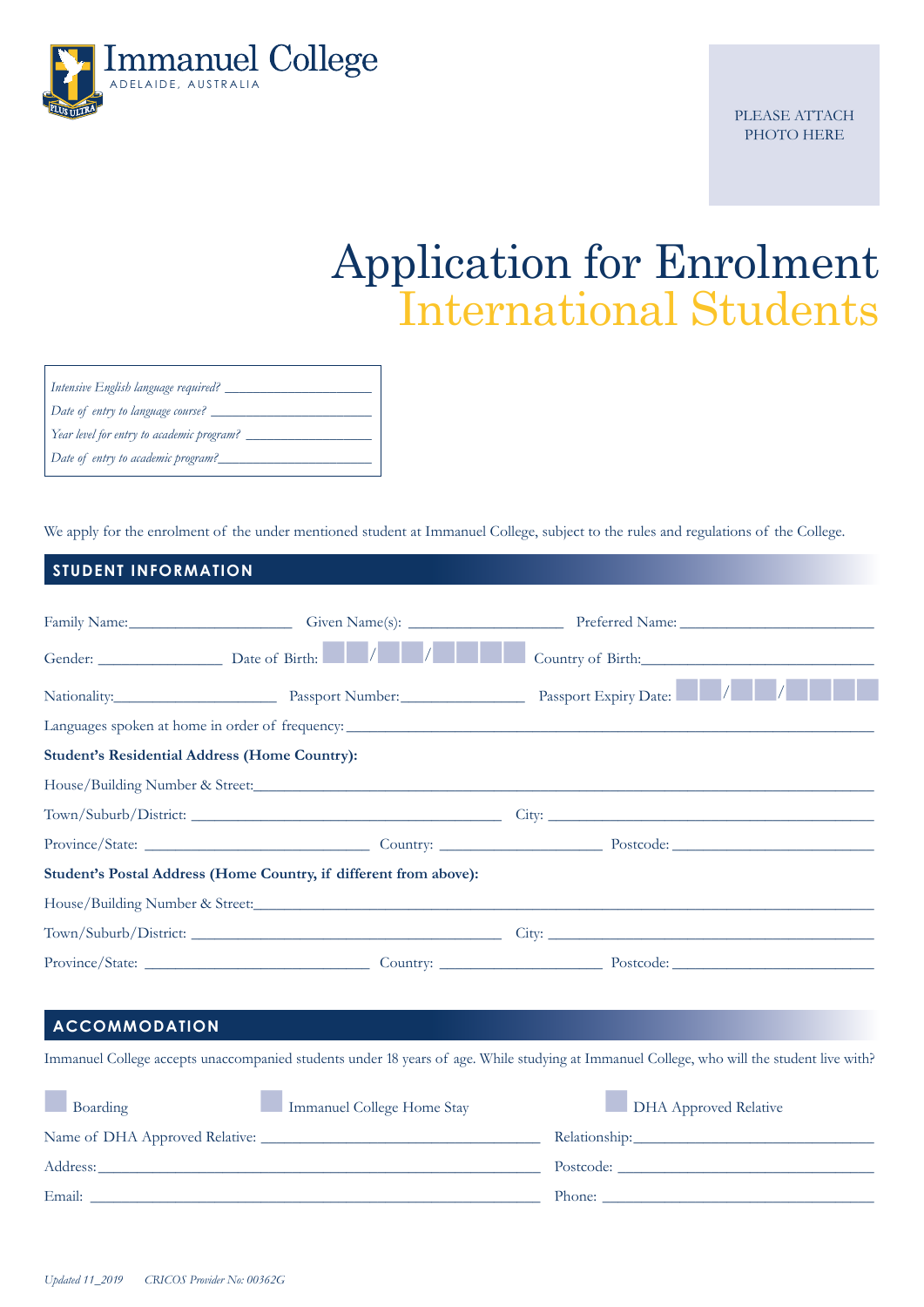Immanuel College
ADELAIDE, AUSTRALIA

PLEASE ATTACH PHOTO HERE

# Application for Enrolment
## International Students

*Intensive English language required?* ____________________
*Date of entry to language course?* ____________________
*Year level for entry to academic program?* ____________________
*Date of entry to academic program?* ____________________

We apply for the enrolment of the under mentioned student at Immanuel College, subject to the rules and regulations of the College.

## STUDENT INFORMATION

Family Name: ____________________ Given Name(s): ____________________ Preferred Name: ____________________

Gender: ______________ Date of Birth: __ __ / __ __ / __ __ __ __ Country of Birth: ____________________

Nationality: ____________________ Passport Number: ______________ Passport Expiry Date: __ __ / __ __ / __ __ __ __

Languages spoken at home in order of frequency: ________________________________________

**Student's Residential Address (Home Country):**

House/Building Number & Street: ________________________________________

Town/Suburb/District: ____________________ City: ____________________

Province/State: ____________________ Country: ____________________ Postcode: ____________________

**Student's Postal Address (Home Country, if different from above):**

House/Building Number & Street: ________________________________________

Town/Suburb/District: ____________________ City: ____________________

Province/State: ____________________ Country: ____________________ Postcode: ____________________

## ACCOMMODATION

Immanuel College accepts unaccompanied students under 18 years of age. While studying at Immanuel College, who will the student live with?

☐ Boarding ☐ Immanuel College Home Stay ☐ DHA Approved Relative

Name of DHA Approved Relative: ____________________ Relationship: ____________________

Address: ________________________________________ Postcode: ____________________

Email: ________________________________________ Phone: ____________________

*Updated 11_2019 CRICOS Provider No: 00362G*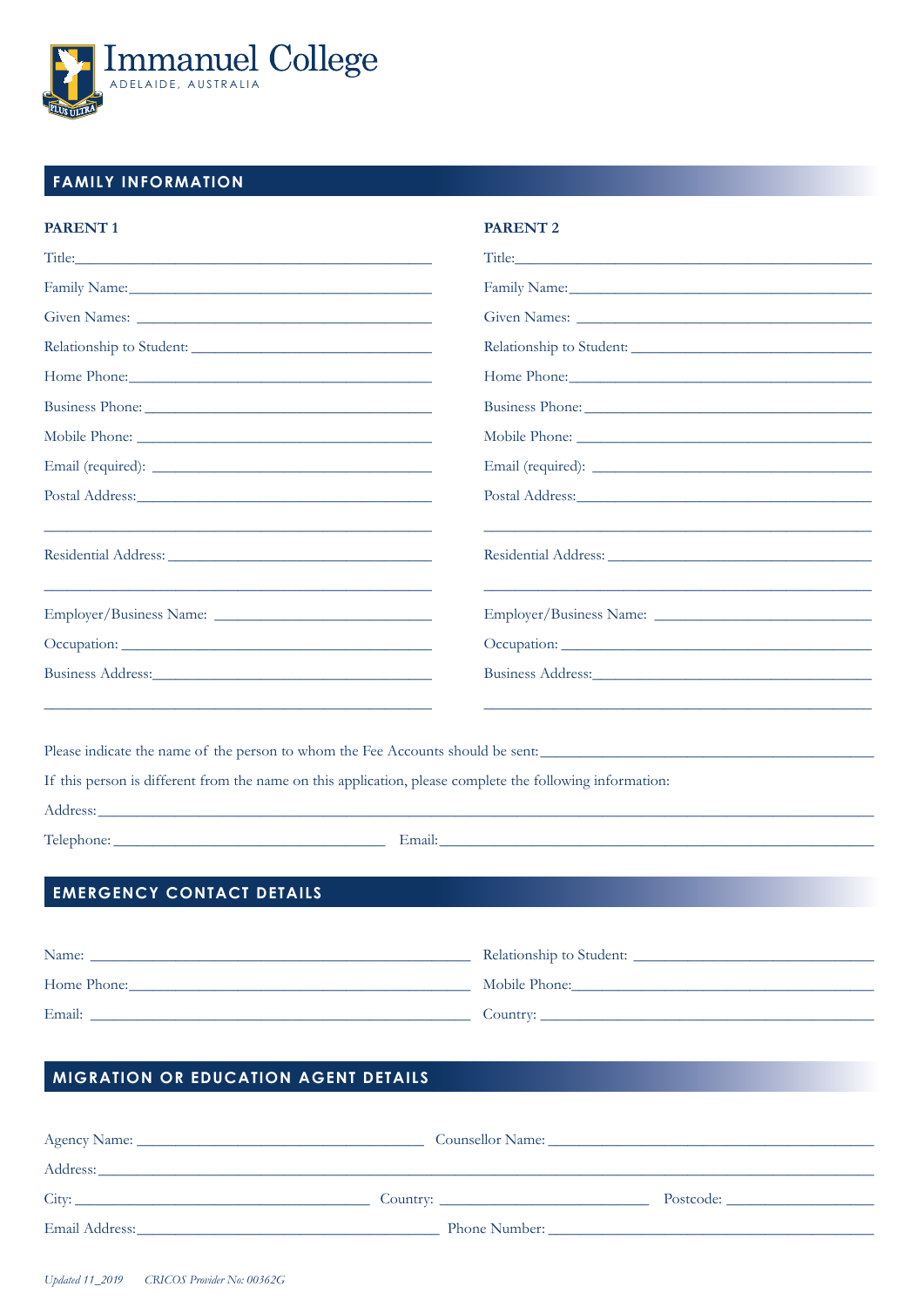# Immanuel College

ADELAIDE, AUSTRALIA

## FAMILY INFORMATION

**PARENT 1**

Title:\_\_\_\_\_\_\_\_\_\_\_\_\_\_\_\_\_\_\_\_\_\_\_\_\_\_\_\_\_\_\_\_\_\_\_\_\_\_\_\_

Family Name:\_\_\_\_\_\_\_\_\_\_\_\_\_\_\_\_\_\_\_\_\_\_\_\_\_\_\_\_\_\_\_\_\_\_\_

Given Names: \_\_\_\_\_\_\_\_\_\_\_\_\_\_\_\_\_\_\_\_\_\_\_\_\_\_\_\_\_\_\_\_\_\_

Relationship to Student: \_\_\_\_\_\_\_\_\_\_\_\_\_\_\_\_\_\_\_\_\_\_\_\_\_\_

Home Phone:\_\_\_\_\_\_\_\_\_\_\_\_\_\_\_\_\_\_\_\_\_\_\_\_\_\_\_\_\_\_\_\_\_\_\_

Business Phone: \_\_\_\_\_\_\_\_\_\_\_\_\_\_\_\_\_\_\_\_\_\_\_\_\_\_\_\_\_\_\_\_

Mobile Phone: \_\_\_\_\_\_\_\_\_\_\_\_\_\_\_\_\_\_\_\_\_\_\_\_\_\_\_\_\_\_\_\_\_\_

Email (required): \_\_\_\_\_\_\_\_\_\_\_\_\_\_\_\_\_\_\_\_\_\_\_\_\_\_\_\_\_\_\_

Postal Address:\_\_\_\_\_\_\_\_\_\_\_\_\_\_\_\_\_\_\_\_\_\_\_\_\_\_\_\_\_\_\_\_\_\_

\_\_\_\_\_\_\_\_\_\_\_\_\_\_\_\_\_\_\_\_\_\_\_\_\_\_\_\_\_\_\_\_\_\_\_\_\_\_\_\_\_\_\_\_\_\_

Residential Address: \_\_\_\_\_\_\_\_\_\_\_\_\_\_\_\_\_\_\_\_\_\_\_\_\_\_\_\_\_

\_\_\_\_\_\_\_\_\_\_\_\_\_\_\_\_\_\_\_\_\_\_\_\_\_\_\_\_\_\_\_\_\_\_\_\_\_\_\_\_\_\_\_\_\_\_

Employer/Business Name: \_\_\_\_\_\_\_\_\_\_\_\_\_\_\_\_\_\_\_\_\_\_\_\_

Occupation: \_\_\_\_\_\_\_\_\_\_\_\_\_\_\_\_\_\_\_\_\_\_\_\_\_\_\_\_\_\_\_\_\_\_\_

Business Address:\_\_\_\_\_\_\_\_\_\_\_\_\_\_\_\_\_\_\_\_\_\_\_\_\_\_\_\_\_\_\_\_

\_\_\_\_\_\_\_\_\_\_\_\_\_\_\_\_\_\_\_\_\_\_\_\_\_\_\_\_\_\_\_\_\_\_\_\_\_\_\_\_\_\_\_\_\_\_

**PARENT 2**

Title:\_\_\_\_\_\_\_\_\_\_\_\_\_\_\_\_\_\_\_\_\_\_\_\_\_\_\_\_\_\_\_\_\_\_\_\_\_\_\_\_

Family Name:\_\_\_\_\_\_\_\_\_\_\_\_\_\_\_\_\_\_\_\_\_\_\_\_\_\_\_\_\_\_\_\_\_\_\_

Given Names: \_\_\_\_\_\_\_\_\_\_\_\_\_\_\_\_\_\_\_\_\_\_\_\_\_\_\_\_\_\_\_\_\_\_

Relationship to Student: \_\_\_\_\_\_\_\_\_\_\_\_\_\_\_\_\_\_\_\_\_\_\_\_\_\_

Home Phone:\_\_\_\_\_\_\_\_\_\_\_\_\_\_\_\_\_\_\_\_\_\_\_\_\_\_\_\_\_\_\_\_\_\_\_

Business Phone: \_\_\_\_\_\_\_\_\_\_\_\_\_\_\_\_\_\_\_\_\_\_\_\_\_\_\_\_\_\_\_\_

Mobile Phone: \_\_\_\_\_\_\_\_\_\_\_\_\_\_\_\_\_\_\_\_\_\_\_\_\_\_\_\_\_\_\_\_\_\_

Email (required): \_\_\_\_\_\_\_\_\_\_\_\_\_\_\_\_\_\_\_\_\_\_\_\_\_\_\_\_\_\_\_

Postal Address:\_\_\_\_\_\_\_\_\_\_\_\_\_\_\_\_\_\_\_\_\_\_\_\_\_\_\_\_\_\_\_\_\_\_

\_\_\_\_\_\_\_\_\_\_\_\_\_\_\_\_\_\_\_\_\_\_\_\_\_\_\_\_\_\_\_\_\_\_\_\_\_\_\_\_\_\_\_\_\_\_

Residential Address: \_\_\_\_\_\_\_\_\_\_\_\_\_\_\_\_\_\_\_\_\_\_\_\_\_\_\_\_\_

\_\_\_\_\_\_\_\_\_\_\_\_\_\_\_\_\_\_\_\_\_\_\_\_\_\_\_\_\_\_\_\_\_\_\_\_\_\_\_\_\_\_\_\_\_\_

Employer/Business Name: \_\_\_\_\_\_\_\_\_\_\_\_\_\_\_\_\_\_\_\_\_\_\_\_

Occupation: \_\_\_\_\_\_\_\_\_\_\_\_\_\_\_\_\_\_\_\_\_\_\_\_\_\_\_\_\_\_\_\_\_\_\_

Business Address:\_\_\_\_\_\_\_\_\_\_\_\_\_\_\_\_\_\_\_\_\_\_\_\_\_\_\_\_\_\_\_\_

\_\_\_\_\_\_\_\_\_\_\_\_\_\_\_\_\_\_\_\_\_\_\_\_\_\_\_\_\_\_\_\_\_\_\_\_\_\_\_\_\_\_\_\_\_\_

Please indicate the name of the person to whom the Fee Accounts should be sent:\_\_\_\_\_\_\_\_\_\_\_\_\_\_\_\_\_\_\_\_\_\_\_\_\_\_\_\_\_\_

If this person is different from the name on this application, please complete the following information:

Address:\_\_\_\_\_\_\_\_\_\_\_\_\_\_\_\_\_\_\_\_\_\_\_\_\_\_\_\_\_\_\_\_\_\_\_\_\_\_\_\_\_\_\_\_\_\_\_\_\_\_\_\_\_\_\_\_\_\_\_\_\_\_\_\_\_\_\_\_\_\_\_\_\_\_\_\_\_\_\_\_\_\_

Telephone: \_\_\_\_\_\_\_\_\_\_\_\_\_\_\_\_\_\_\_\_\_\_\_\_\_\_\_\_\_\_\_ Email:\_\_\_\_\_\_\_\_\_\_\_\_\_\_\_\_\_\_\_\_\_\_\_\_\_\_\_\_\_\_\_\_\_\_\_\_\_\_\_\_\_\_\_\_\_\_\_\_

## EMERGENCY CONTACT DETAILS

Name: \_\_\_\_\_\_\_\_\_\_\_\_\_\_\_\_\_\_\_\_\_\_\_\_\_\_\_\_\_\_\_\_\_\_\_\_\_\_\_\_\_\_\_ Relationship to Student: \_\_\_\_\_\_\_\_\_\_\_\_\_\_\_\_\_\_\_\_\_\_\_\_\_\_

Home Phone:\_\_\_\_\_\_\_\_\_\_\_\_\_\_\_\_\_\_\_\_\_\_\_\_\_\_\_\_\_\_\_\_\_\_\_\_\_\_\_ Mobile Phone:\_\_\_\_\_\_\_\_\_\_\_\_\_\_\_\_\_\_\_\_\_\_\_\_\_\_\_\_\_\_\_\_\_

Email: \_\_\_\_\_\_\_\_\_\_\_\_\_\_\_\_\_\_\_\_\_\_\_\_\_\_\_\_\_\_\_\_\_\_\_\_\_\_\_\_\_\_\_ Country: \_\_\_\_\_\_\_\_\_\_\_\_\_\_\_\_\_\_\_\_\_\_\_\_\_\_\_\_\_\_\_\_\_\_\_\_\_

## MIGRATION OR EDUCATION AGENT DETAILS

Agency Name: \_\_\_\_\_\_\_\_\_\_\_\_\_\_\_\_\_\_\_\_\_\_\_\_\_\_\_\_\_\_\_\_\_ Counsellor Name: \_\_\_\_\_\_\_\_\_\_\_\_\_\_\_\_\_\_\_\_\_\_\_\_\_\_\_\_\_\_\_\_\_\_\_\_\_\_

Address:\_\_\_\_\_\_\_\_\_\_\_\_\_\_\_\_\_\_\_\_\_\_\_\_\_\_\_\_\_\_\_\_\_\_\_\_\_\_\_\_\_\_\_\_\_\_\_\_\_\_\_\_\_\_\_\_\_\_\_\_\_\_\_\_\_\_\_\_\_\_\_\_\_\_\_\_\_\_\_\_\_\_

City: \_\_\_\_\_\_\_\_\_\_\_\_\_\_\_\_\_\_\_\_\_\_\_\_\_\_\_\_\_\_\_\_\_\_\_\_ Country: \_\_\_\_\_\_\_\_\_\_\_\_\_\_\_\_\_\_\_\_\_\_\_\_ Postcode: \_\_\_\_\_\_\_\_\_\_\_\_\_\_\_\_\_

Email Address:\_\_\_\_\_\_\_\_\_\_\_\_\_\_\_\_\_\_\_\_\_\_\_\_\_\_\_\_\_\_\_\_\_\_\_\_\_ Phone Number: \_\_\_\_\_\_\_\_\_\_\_\_\_\_\_\_\_\_\_\_\_\_\_\_\_\_\_\_\_\_\_\_\_\_\_\_\_\_

*Updated 11\_2019 CRICOS Provider No: 00362G*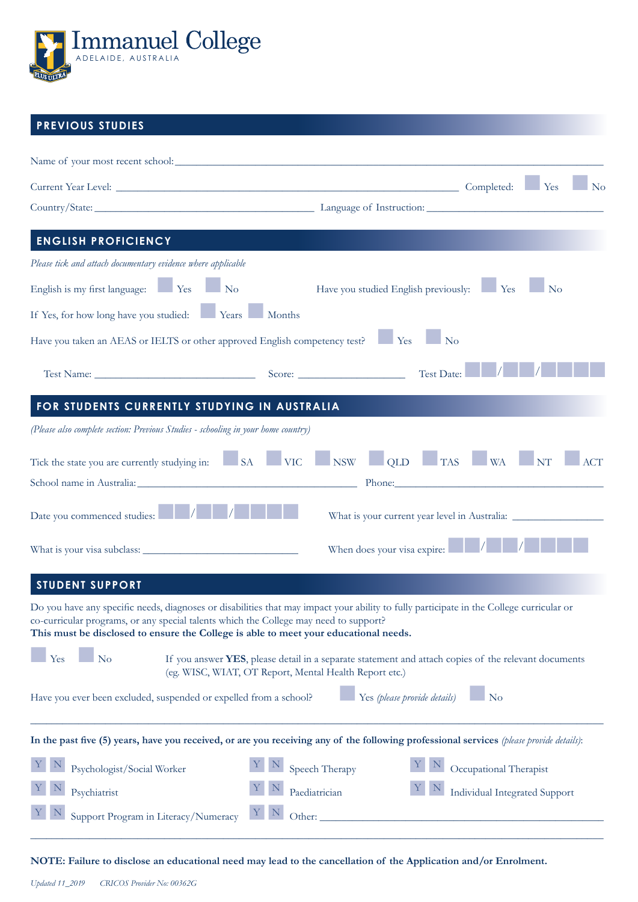# Immanuel College

ADELAIDE, AUSTRALIA

## PREVIOUS STUDIES

Name of your most recent school: ______________________________________________

Current Year Level: ______________________________ Completed: ☐ Yes ☐ No

Country/State: ______________________ Language of Instruction: ______________________

## ENGLISH PROFICIENCY

*Please tick and attach documentary evidence where applicable*

English is my first language: ☐ Yes ☐ No     Have you studied English previously: ☐ Yes ☐ No

If Yes, for how long have you studied: ☐ Years ☐ Months

Have you taken an AEAS or IELTS or other approved English competency test? ☐ Yes ☐ No

Test Name: ______________________ Score: ______________ Test Date: ☐☐ / ☐☐ / ☐☐☐☐

## FOR STUDENTS CURRENTLY STUDYING IN AUSTRALIA

*(Please also complete section: Previous Studies - schooling in your home country)*

Tick the state you are currently studying in: ☐ SA ☐ VIC ☐ NSW ☐ QLD ☐ TAS ☐ WA ☐ NT ☐ ACT

School name in Australia: ______________________ Phone: ______________________

Date you commenced studies: ☐☐ / ☐☐ / ☐☐☐☐     What is your current year level in Australia: ______________

What is your visa subclass: ______________________     When does your visa expire: ☐☐ / ☐☐ / ☐☐☐☐

## STUDENT SUPPORT

Do you have any specific needs, diagnoses or disabilities that may impact your ability to fully participate in the College curricular or co-curricular programs, or any special talents which the College may need to support?
**This must be disclosed to ensure the College is able to meet your educational needs.**

☐ Yes ☐ No     If you answer **YES**, please detail in a separate statement and attach copies of the relevant documents (eg. WISC, WIAT, OT Report, Mental Health Report etc.)

Have you ever been excluded, suspended or expelled from a school? ☐ Yes *(please provide details)* ☐ No

______________________________________________________________________________

**In the past five (5) years, have you received, or are you receiving any of the following professional services** *(please provide details)*:

Y N Psychologist/Social Worker     Y N Speech Therapy     Y N Occupational Therapist

Y N Psychiatrist     Y N Paediatrician     Y N Individual Integrated Support

Y N Support Program in Literacy/Numeracy     Y N Other: ______________________

______________________________________________________________________________

**NOTE: Failure to disclose an educational need may lead to the cancellation of the Application and/or Enrolment.**

*Updated 11_2019*     *CRICOS Provider No: 00362G*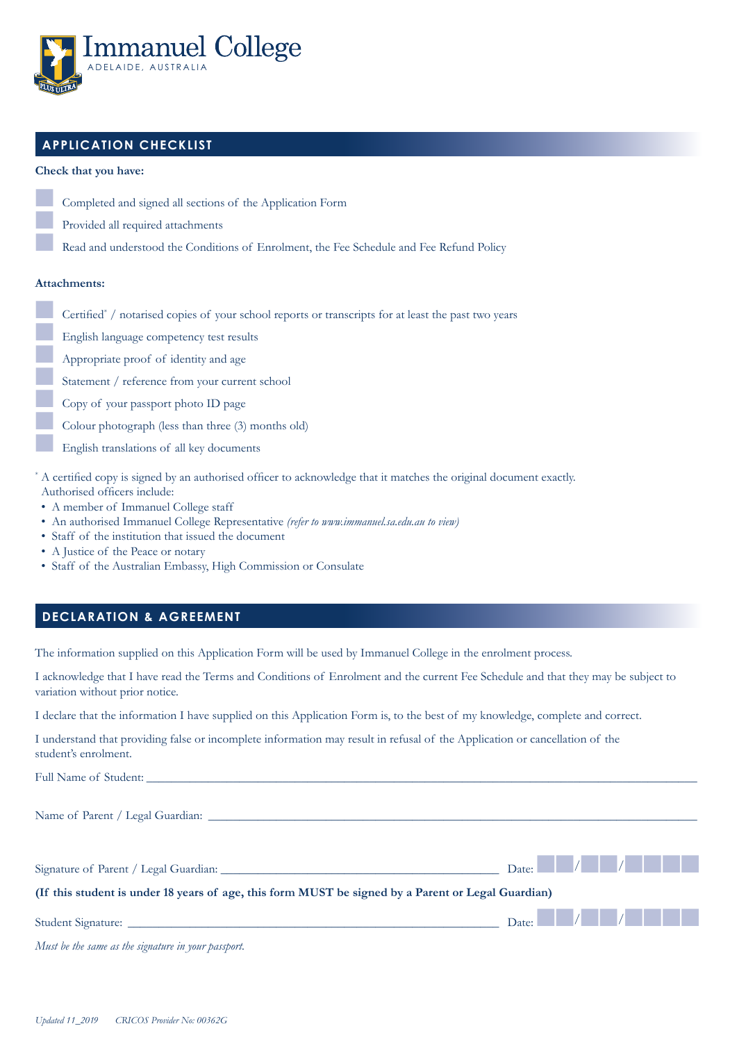Immanuel College
ADELAIDE, AUSTRALIA

## APPLICATION CHECKLIST

**Check that you have:**

- [ ] Completed and signed all sections of the Application Form
- [ ] Provided all required attachments
- [ ] Read and understood the Conditions of Enrolment, the Fee Schedule and Fee Refund Policy

**Attachments:**

- [ ] Certified* / notarised copies of your school reports or transcripts for at least the past two years
- [ ] English language competency test results
- [ ] Appropriate proof of identity and age
- [ ] Statement / reference from your current school
- [ ] Copy of your passport photo ID page
- [ ] Colour photograph (less than three (3) months old)
- [ ] English translations of all key documents

\* A certified copy is signed by an authorised officer to acknowledge that it matches the original document exactly. Authorised officers include:

- A member of Immanuel College staff
- An authorised Immanuel College Representative *(refer to www.immanuel.sa.edu.au to view)*
- Staff of the institution that issued the document
- A Justice of the Peace or notary
- Staff of the Australian Embassy, High Commission or Consulate

## DECLARATION & AGREEMENT

The information supplied on this Application Form will be used by Immanuel College in the enrolment process.

I acknowledge that I have read the Terms and Conditions of Enrolment and the current Fee Schedule and that they may be subject to variation without prior notice.

I declare that the information I have supplied on this Application Form is, to the best of my knowledge, complete and correct.

I understand that providing false or incomplete information may result in refusal of the Application or cancellation of the student's enrolment.

Full Name of Student: ______________________________________________

Name of Parent / Legal Guardian: ______________________________________________

Signature of Parent / Legal Guardian: ______________________________ Date: __ __ / __ __ / __ __ __ __

**(If this student is under 18 years of age, this form MUST be signed by a Parent or Legal Guardian)**

Student Signature: ______________________________ Date: __ __ / __ __ / __ __ __ __

*Must be the same as the signature in your passport.*

*Updated 11_2019 CRICOS Provider No: 00362G*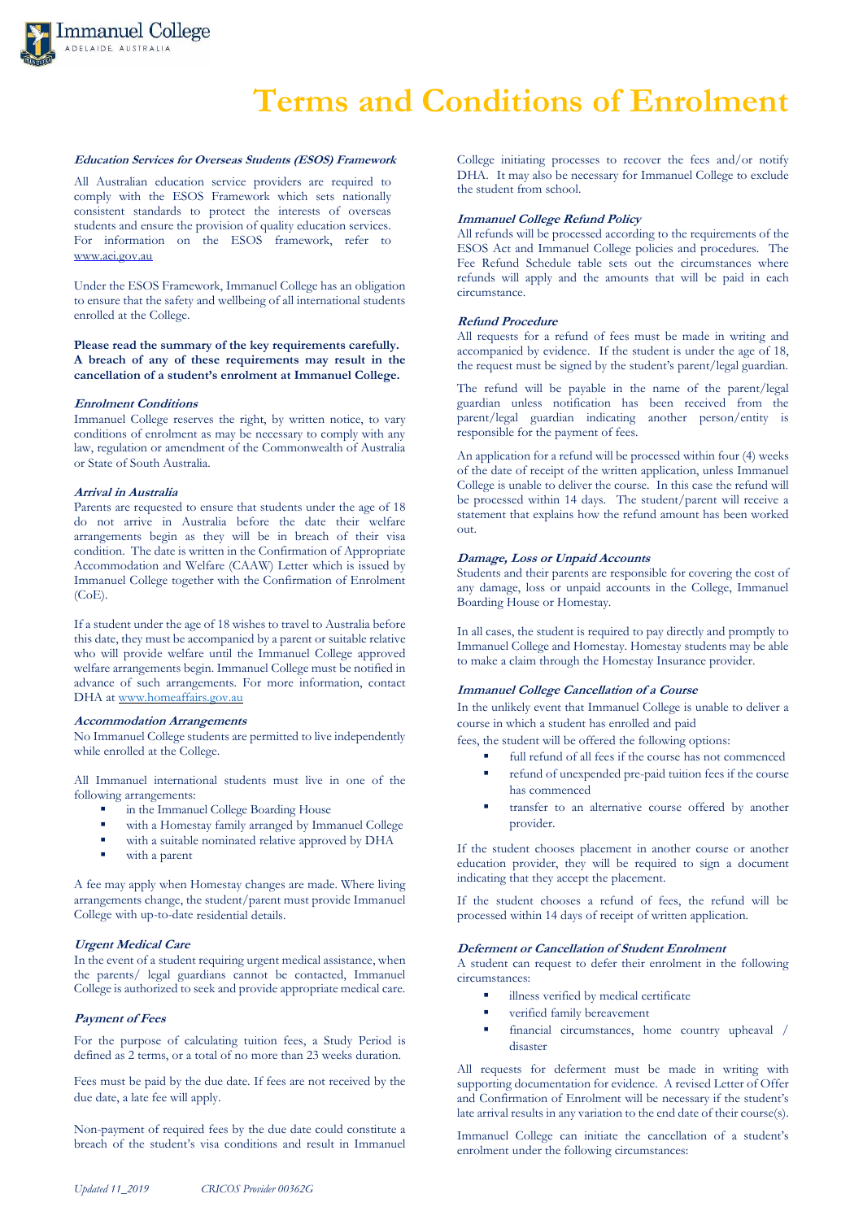# Terms and Conditions of Enrolment

***Education Services for Overseas Students (ESOS) Framework***

All Australian education service providers are required to comply with the ESOS Framework which sets nationally consistent standards to protect the interests of overseas students and ensure the provision of quality education services. For information on the ESOS framework, refer to www.aei.gov.au

Under the ESOS Framework, Immanuel College has an obligation to ensure that the safety and wellbeing of all international students enrolled at the College.

**Please read the summary of the key requirements carefully. A breach of any of these requirements may result in the cancellation of a student's enrolment at Immanuel College.**

***Enrolment Conditions***

Immanuel College reserves the right, by written notice, to vary conditions of enrolment as may be necessary to comply with any law, regulation or amendment of the Commonwealth of Australia or State of South Australia.

***Arrival in Australia***

Parents are requested to ensure that students under the age of 18 do not arrive in Australia before the date their welfare arrangements begin as they will be in breach of their visa condition. The date is written in the Confirmation of Appropriate Accommodation and Welfare (CAAW) Letter which is issued by Immanuel College together with the Confirmation of Enrolment (CoE).

If a student under the age of 18 wishes to travel to Australia before this date, they must be accompanied by a parent or suitable relative who will provide welfare until the Immanuel College approved welfare arrangements begin. Immanuel College must be notified in advance of such arrangements. For more information, contact DHA at www.homeaffairs.gov.au

***Accommodation Arrangements***

No Immanuel College students are permitted to live independently while enrolled at the College.

All Immanuel international students must live in one of the following arrangements:

- in the Immanuel College Boarding House
- with a Homestay family arranged by Immanuel College
- with a suitable nominated relative approved by DHA
- with a parent

A fee may apply when Homestay changes are made. Where living arrangements change, the student/parent must provide Immanuel College with up-to-date residential details.

***Urgent Medical Care***

In the event of a student requiring urgent medical assistance, when the parents/ legal guardians cannot be contacted, Immanuel College is authorized to seek and provide appropriate medical care.

***Payment of Fees***

For the purpose of calculating tuition fees, a Study Period is defined as 2 terms, or a total of no more than 23 weeks duration.

Fees must be paid by the due date. If fees are not received by the due date, a late fee will apply.

Non-payment of required fees by the due date could constitute a breach of the student's visa conditions and result in Immanuel College initiating processes to recover the fees and/or notify DHA. It may also be necessary for Immanuel College to exclude the student from school.

***Immanuel College Refund Policy***

All refunds will be processed according to the requirements of the ESOS Act and Immanuel College policies and procedures. The Fee Refund Schedule table sets out the circumstances where refunds will apply and the amounts that will be paid in each circumstance.

***Refund Procedure***

All requests for a refund of fees must be made in writing and accompanied by evidence. If the student is under the age of 18, the request must be signed by the student's parent/legal guardian.

The refund will be payable in the name of the parent/legal guardian unless notification has been received from the parent/legal guardian indicating another person/entity is responsible for the payment of fees.

An application for a refund will be processed within four (4) weeks of the date of receipt of the written application, unless Immanuel College is unable to deliver the course. In this case the refund will be processed within 14 days. The student/parent will receive a statement that explains how the refund amount has been worked out.

***Damage, Loss or Unpaid Accounts***

Students and their parents are responsible for covering the cost of any damage, loss or unpaid accounts in the College, Immanuel Boarding House or Homestay.

In all cases, the student is required to pay directly and promptly to Immanuel College and Homestay. Homestay students may be able to make a claim through the Homestay Insurance provider.

***Immanuel College Cancellation of a Course***

In the unlikely event that Immanuel College is unable to deliver a course in which a student has enrolled and paid fees, the student will be offered the following options:

- full refund of all fees if the course has not commenced
- refund of unexpended pre-paid tuition fees if the course has commenced
- transfer to an alternative course offered by another provider.

If the student chooses placement in another course or another education provider, they will be required to sign a document indicating that they accept the placement.

If the student chooses a refund of fees, the refund will be processed within 14 days of receipt of written application.

***Deferment or Cancellation of Student Enrolment***

A student can request to defer their enrolment in the following circumstances:

- illness verified by medical certificate
- verified family bereavement
- financial circumstances, home country upheaval / disaster

All requests for deferment must be made in writing with supporting documentation for evidence. A revised Letter of Offer and Confirmation of Enrolment will be necessary if the student's late arrival results in any variation to the end date of their course(s).

Immanuel College can initiate the cancellation of a student's enrolment under the following circumstances:

*Updated 11_2019 CRICOS Provider 00362G*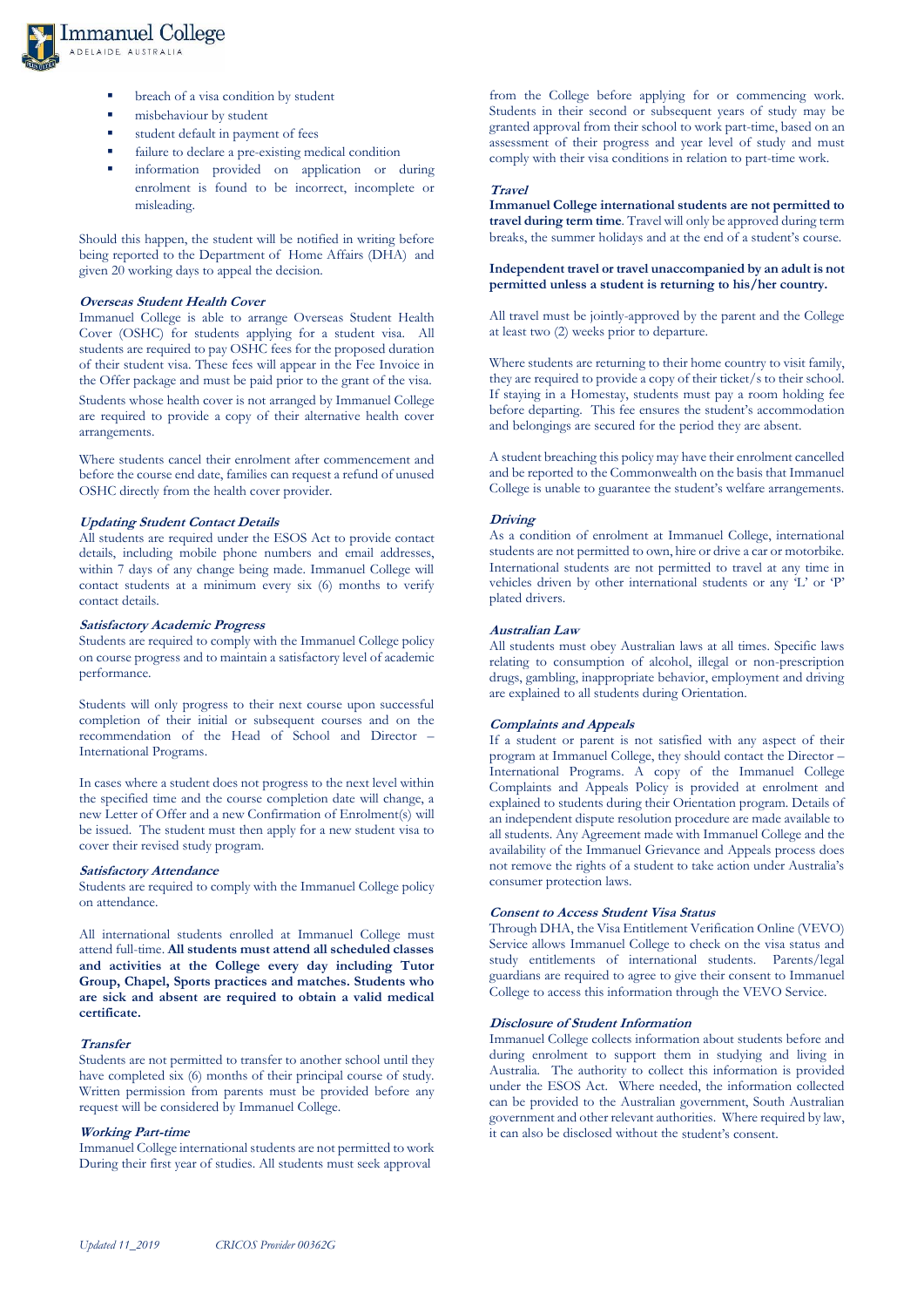- breach of a visa condition by student
- misbehaviour by student
- student default in payment of fees
- failure to declare a pre-existing medical condition
- information provided on application or during enrolment is found to be incorrect, incomplete or misleading.

Should this happen, the student will be notified in writing before being reported to the Department of Home Affairs (DHA) and given 20 working days to appeal the decision.

### *Overseas Student Health Cover*

Immanuel College is able to arrange Overseas Student Health Cover (OSHC) for students applying for a student visa. All students are required to pay OSHC fees for the proposed duration of their student visa. These fees will appear in the Fee Invoice in the Offer package and must be paid prior to the grant of the visa.

Students whose health cover is not arranged by Immanuel College are required to provide a copy of their alternative health cover arrangements.

Where students cancel their enrolment after commencement and before the course end date, families can request a refund of unused OSHC directly from the health cover provider.

### *Updating Student Contact Details*

All students are required under the ESOS Act to provide contact details, including mobile phone numbers and email addresses, within 7 days of any change being made. Immanuel College will contact students at a minimum every six (6) months to verify contact details.

### *Satisfactory Academic Progress*

Students are required to comply with the Immanuel College policy on course progress and to maintain a satisfactory level of academic performance.

Students will only progress to their next course upon successful completion of their initial or subsequent courses and on the recommendation of the Head of School and Director – International Programs.

In cases where a student does not progress to the next level within the specified time and the course completion date will change, a new Letter of Offer and a new Confirmation of Enrolment(s) will be issued. The student must then apply for a new student visa to cover their revised study program.

### *Satisfactory Attendance*

Students are required to comply with the Immanuel College policy on attendance.

All international students enrolled at Immanuel College must attend full-time. **All students must attend all scheduled classes and activities at the College every day including Tutor Group, Chapel, Sports practices and matches. Students who are sick and absent are required to obtain a valid medical certificate.**

### *Transfer*

Students are not permitted to transfer to another school until they have completed six (6) months of their principal course of study. Written permission from parents must be provided before any request will be considered by Immanuel College.

### *Working Part-time*

Immanuel College international students are not permitted to work During their first year of studies. All students must seek approval from the College before applying for or commencing work. Students in their second or subsequent years of study may be granted approval from their school to work part-time, based on an assessment of their progress and year level of study and must comply with their visa conditions in relation to part-time work.

### *Travel*

**Immanuel College international students are not permitted to travel during term time**. Travel will only be approved during term breaks, the summer holidays and at the end of a student's course.

**Independent travel or travel unaccompanied by an adult is not permitted unless a student is returning to his/her country.**

All travel must be jointly-approved by the parent and the College at least two (2) weeks prior to departure.

Where students are returning to their home country to visit family, they are required to provide a copy of their ticket/s to their school. If staying in a Homestay, students must pay a room holding fee before departing. This fee ensures the student's accommodation and belongings are secured for the period they are absent.

A student breaching this policy may have their enrolment cancelled and be reported to the Commonwealth on the basis that Immanuel College is unable to guarantee the student's welfare arrangements.

### *Driving*

As a condition of enrolment at Immanuel College, international students are not permitted to own, hire or drive a car or motorbike. International students are not permitted to travel at any time in vehicles driven by other international students or any 'L' or 'P' plated drivers.

### *Australian Law*

All students must obey Australian laws at all times. Specific laws relating to consumption of alcohol, illegal or non-prescription drugs, gambling, inappropriate behavior, employment and driving are explained to all students during Orientation.

### *Complaints and Appeals*

If a student or parent is not satisfied with any aspect of their program at Immanuel College, they should contact the Director – International Programs. A copy of the Immanuel College Complaints and Appeals Policy is provided at enrolment and explained to students during their Orientation program. Details of an independent dispute resolution procedure are made available to all students. Any Agreement made with Immanuel College and the availability of the Immanuel Grievance and Appeals process does not remove the rights of a student to take action under Australia's consumer protection laws.

### *Consent to Access Student Visa Status*

Through DHA, the Visa Entitlement Verification Online (VEVO) Service allows Immanuel College to check on the visa status and study entitlements of international students. Parents/legal guardians are required to agree to give their consent to Immanuel College to access this information through the VEVO Service.

### *Disclosure of Student Information*

Immanuel College collects information about students before and during enrolment to support them in studying and living in Australia. The authority to collect this information is provided under the ESOS Act. Where needed, the information collected can be provided to the Australian government, South Australian government and other relevant authorities. Where required by law, it can also be disclosed without the student's consent.